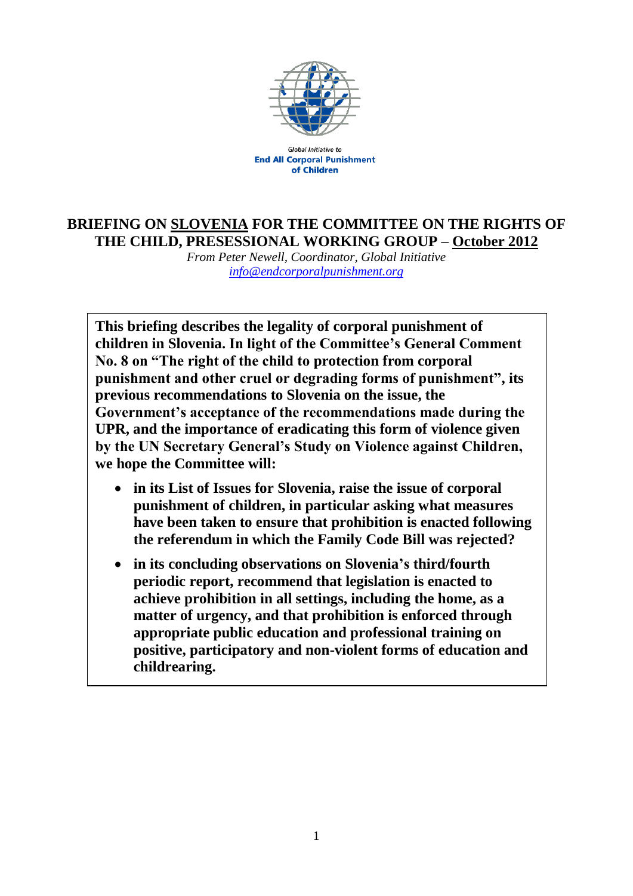Global Initiative to
**End All Corporal Punishment of Children**

# BRIEFING ON SLOVENIA FOR THE COMMITTEE ON THE RIGHTS OF THE CHILD, PRESESSIONAL WORKING GROUP – October 2012

*From Peter Newell, Coordinator, Global Initiative*
*info@endcorporalpunishment.org*

**This briefing describes the legality of corporal punishment of children in Slovenia. In light of the Committee's General Comment No. 8 on "The right of the child to protection from corporal punishment and other cruel or degrading forms of punishment", its previous recommendations to Slovenia on the issue, the Government's acceptance of the recommendations made during the UPR, and the importance of eradicating this form of violence given by the UN Secretary General's Study on Violence against Children, we hope the Committee will:**

- **in its List of Issues for Slovenia, raise the issue of corporal punishment of children, in particular asking what measures have been taken to ensure that prohibition is enacted following the referendum in which the Family Code Bill was rejected?**
- **in its concluding observations on Slovenia's third/fourth periodic report, recommend that legislation is enacted to achieve prohibition in all settings, including the home, as a matter of urgency, and that prohibition is enforced through appropriate public education and professional training on positive, participatory and non-violent forms of education and childrearing.**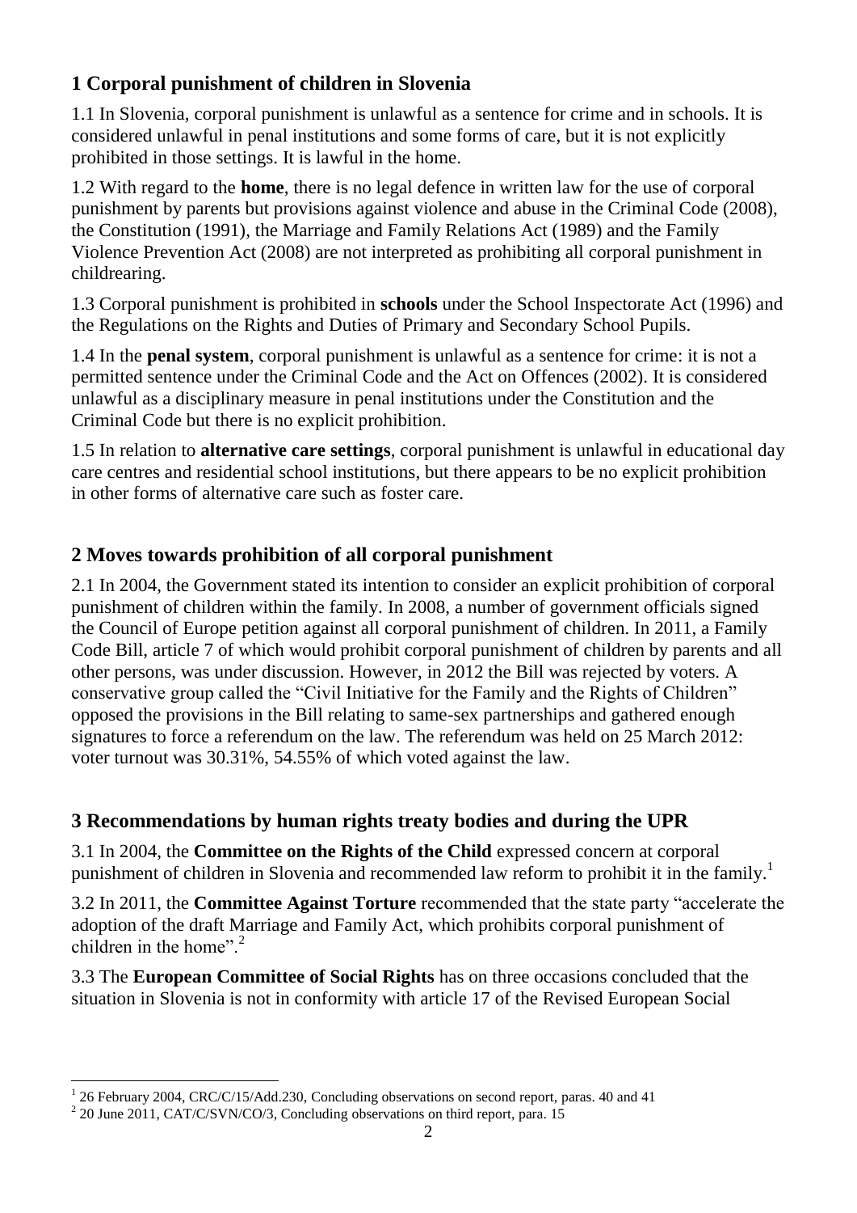## 1 Corporal punishment of children in Slovenia

1.1 In Slovenia, corporal punishment is unlawful as a sentence for crime and in schools. It is considered unlawful in penal institutions and some forms of care, but it is not explicitly prohibited in those settings. It is lawful in the home.

1.2 With regard to the **home**, there is no legal defence in written law for the use of corporal punishment by parents but provisions against violence and abuse in the Criminal Code (2008), the Constitution (1991), the Marriage and Family Relations Act (1989) and the Family Violence Prevention Act (2008) are not interpreted as prohibiting all corporal punishment in childrearing.

1.3 Corporal punishment is prohibited in **schools** under the School Inspectorate Act (1996) and the Regulations on the Rights and Duties of Primary and Secondary School Pupils.

1.4 In the **penal system**, corporal punishment is unlawful as a sentence for crime: it is not a permitted sentence under the Criminal Code and the Act on Offences (2002). It is considered unlawful as a disciplinary measure in penal institutions under the Constitution and the Criminal Code but there is no explicit prohibition.

1.5 In relation to **alternative care settings**, corporal punishment is unlawful in educational day care centres and residential school institutions, but there appears to be no explicit prohibition in other forms of alternative care such as foster care.

## 2 Moves towards prohibition of all corporal punishment

2.1 In 2004, the Government stated its intention to consider an explicit prohibition of corporal punishment of children within the family. In 2008, a number of government officials signed the Council of Europe petition against all corporal punishment of children. In 2011, a Family Code Bill, article 7 of which would prohibit corporal punishment of children by parents and all other persons, was under discussion. However, in 2012 the Bill was rejected by voters. A conservative group called the "Civil Initiative for the Family and the Rights of Children" opposed the provisions in the Bill relating to same-sex partnerships and gathered enough signatures to force a referendum on the law. The referendum was held on 25 March 2012: voter turnout was 30.31%, 54.55% of which voted against the law.

## 3 Recommendations by human rights treaty bodies and during the UPR

3.1 In 2004, the **Committee on the Rights of the Child** expressed concern at corporal punishment of children in Slovenia and recommended law reform to prohibit it in the family.[1]

3.2 In 2011, the **Committee Against Torture** recommended that the state party "accelerate the adoption of the draft Marriage and Family Act, which prohibits corporal punishment of children in the home".[2]

3.3 The **European Committee of Social Rights** has on three occasions concluded that the situation in Slovenia is not in conformity with article 17 of the Revised European Social

[1] 26 February 2004, CRC/C/15/Add.230, Concluding observations on second report, paras. 40 and 41

[2] 20 June 2011, CAT/C/SVN/CO/3, Concluding observations on third report, para. 15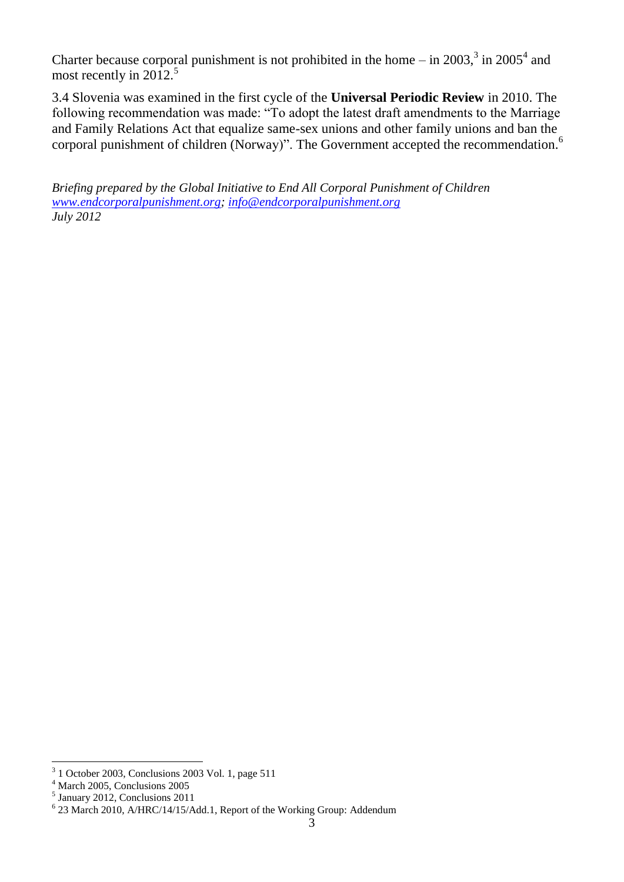Charter because corporal punishment is not prohibited in the home – in 2003,[3] in 2005[4] and most recently in 2012.[5]

3.4 Slovenia was examined in the first cycle of the **Universal Periodic Review** in 2010. The following recommendation was made: "To adopt the latest draft amendments to the Marriage and Family Relations Act that equalize same-sex unions and other family unions and ban the corporal punishment of children (Norway)". The Government accepted the recommendation.[6]

*Briefing prepared by the Global Initiative to End All Corporal Punishment of Children*
*www.endcorporalpunishment.org; info@endcorporalpunishment.org*
*July 2012*

---

[3] 1 October 2003, Conclusions 2003 Vol. 1, page 511

[4] March 2005, Conclusions 2005

[5] January 2012, Conclusions 2011

[6] 23 March 2010, A/HRC/14/15/Add.1, Report of the Working Group: Addendum